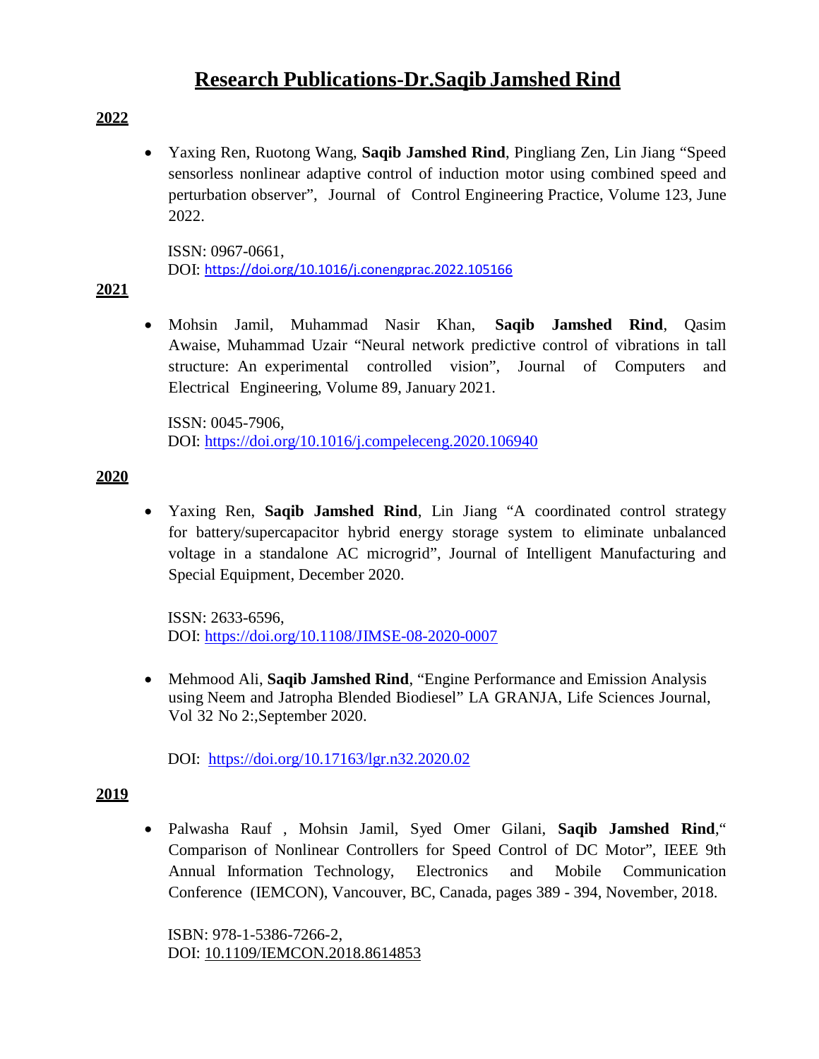# Research Publications-Dr.Saqib Jamshed Rind

## 2022

- Yaxing Ren, Ruotong Wang, **Saqib Jamshed Rind**, Pingliang Zen, Lin Jiang "Speed sensorless nonlinear adaptive control of induction motor using combined speed and perturbation observer", Journal of Control Engineering Practice, Volume 123, June 2022.

  ISSN: 0967-0661,
  DOI: https://doi.org/10.1016/j.conengprac.2022.105166

## 2021

- Mohsin Jamil, Muhammad Nasir Khan, **Saqib Jamshed Rind**, Qasim Awaise, Muhammad Uzair "Neural network predictive control of vibrations in tall structure: An experimental controlled vision", Journal of Computers and Electrical Engineering, Volume 89, January 2021.

  ISSN: 0045-7906,
  DOI: https://doi.org/10.1016/j.compeleceng.2020.106940

## 2020

- Yaxing Ren, **Saqib Jamshed Rind**, Lin Jiang "A coordinated control strategy for battery/supercapacitor hybrid energy storage system to eliminate unbalanced voltage in a standalone AC microgrid", Journal of Intelligent Manufacturing and Special Equipment, December 2020.

  ISSN: 2633-6596,
  DOI: https://doi.org/10.1108/JIMSE-08-2020-0007

- Mehmood Ali, **Saqib Jamshed Rind**, "Engine Performance and Emission Analysis using Neem and Jatropha Blended Biodiesel" LA GRANJA, Life Sciences Journal, Vol 32 No 2:,September 2020.

  DOI: https://doi.org/10.17163/lgr.n32.2020.02

## 2019

- Palwasha Rauf , Mohsin Jamil, Syed Omer Gilani, **Saqib Jamshed Rind**," Comparison of Nonlinear Controllers for Speed Control of DC Motor", IEEE 9th Annual Information Technology, Electronics and Mobile Communication Conference (IEMCON), Vancouver, BC, Canada, pages 389 - 394, November, 2018.

  ISBN: 978-1-5386-7266-2,
  DOI: 10.1109/IEMCON.2018.8614853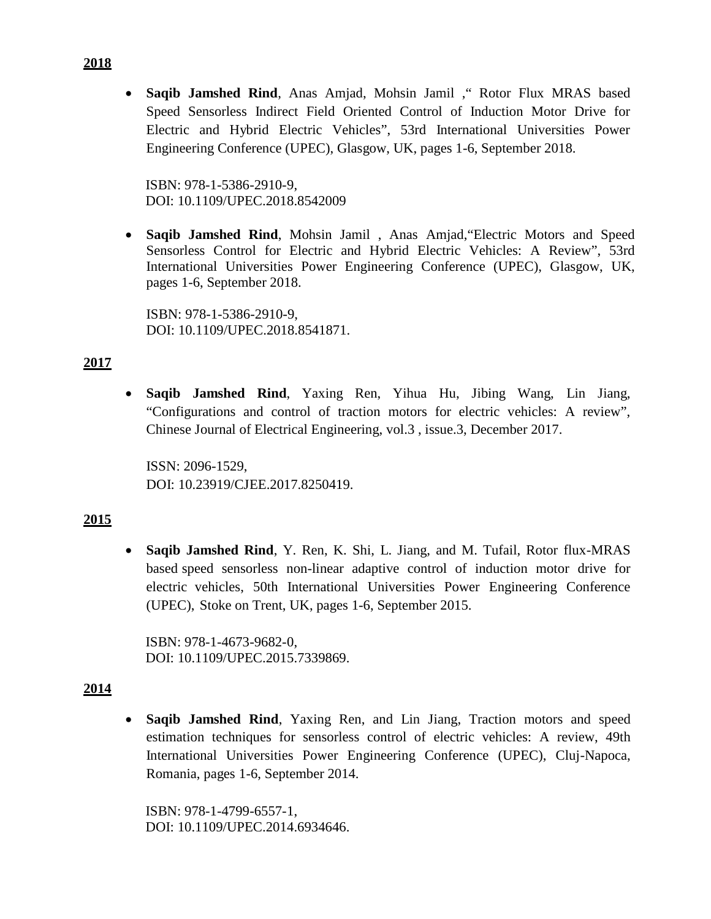**2018**

- **Saqib Jamshed Rind**, Anas Amjad, Mohsin Jamil ,“ Rotor Flux MRAS based Speed Sensorless Indirect Field Oriented Control of Induction Motor Drive for Electric and Hybrid Electric Vehicles”, 53rd International Universities Power Engineering Conference (UPEC), Glasgow, UK, pages 1-6, September 2018.

  ISBN: 978-1-5386-2910-9,
  DOI: 10.1109/UPEC.2018.8542009

- **Saqib Jamshed Rind**, Mohsin Jamil , Anas Amjad,“Electric Motors and Speed Sensorless Control for Electric and Hybrid Electric Vehicles: A Review”, 53rd International Universities Power Engineering Conference (UPEC), Glasgow, UK, pages 1-6, September 2018.

  ISBN: 978-1-5386-2910-9,
  DOI: 10.1109/UPEC.2018.8541871.

**2017**

- **Saqib Jamshed Rind**, Yaxing Ren, Yihua Hu, Jibing Wang, Lin Jiang, “Configurations and control of traction motors for electric vehicles: A review”, Chinese Journal of Electrical Engineering, vol.3 , issue.3, December 2017.

  ISSN: 2096-1529,
  DOI: 10.23919/CJEE.2017.8250419.

**2015**

- **Saqib Jamshed Rind**, Y. Ren, K. Shi, L. Jiang, and M. Tufail, Rotor flux-MRAS based speed sensorless non-linear adaptive control of induction motor drive for electric vehicles, 50th International Universities Power Engineering Conference (UPEC), Stoke on Trent, UK, pages 1-6, September 2015.

  ISBN: 978-1-4673-9682-0,
  DOI: 10.1109/UPEC.2015.7339869.

**2014**

- **Saqib Jamshed Rind**, Yaxing Ren, and Lin Jiang, Traction motors and speed estimation techniques for sensorless control of electric vehicles: A review, 49th International Universities Power Engineering Conference (UPEC), Cluj-Napoca, Romania, pages 1-6, September 2014.

  ISBN: 978-1-4799-6557-1,
  DOI: 10.1109/UPEC.2014.6934646.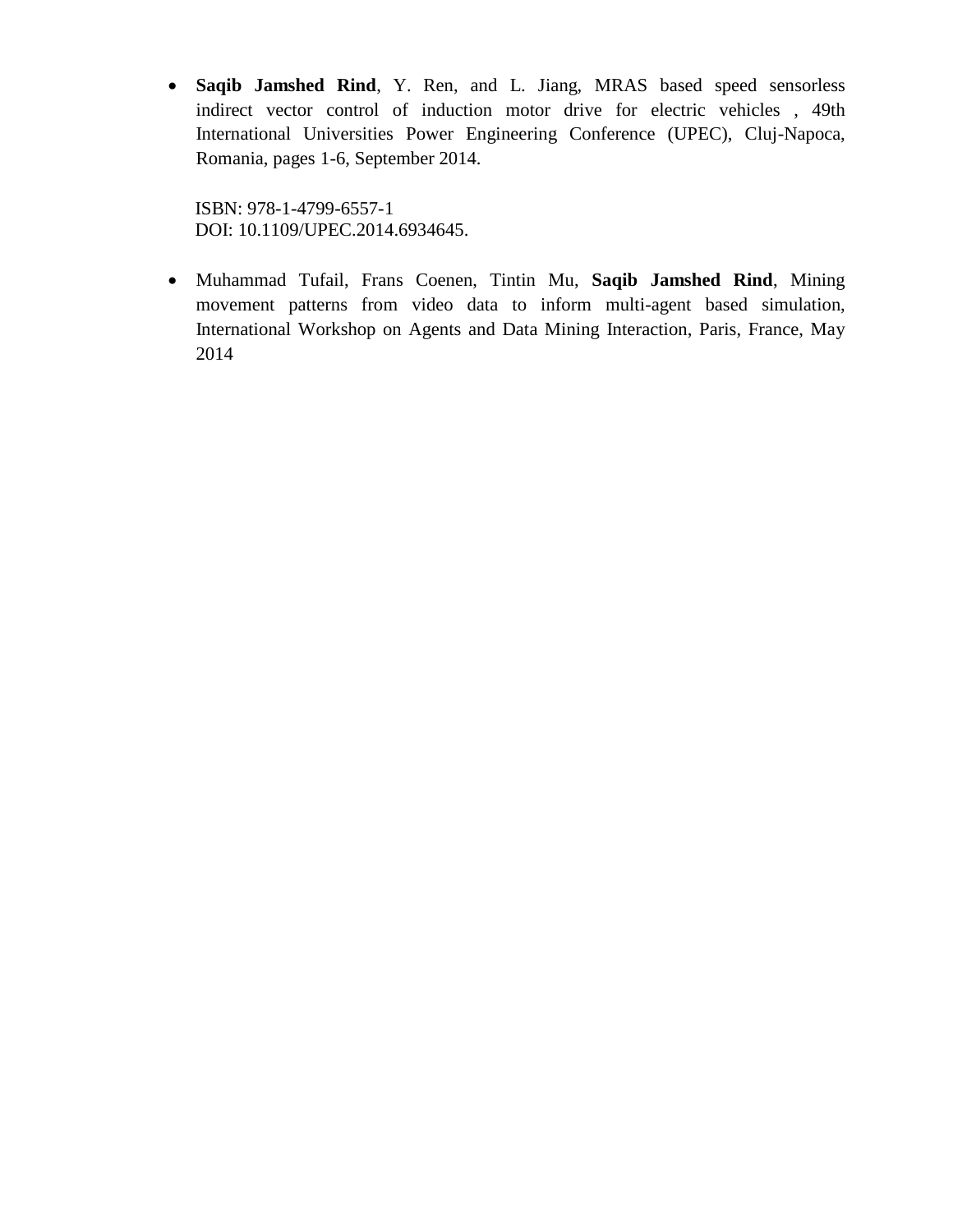- **Saqib Jamshed Rind**, Y. Ren, and L. Jiang, MRAS based speed sensorless indirect vector control of induction motor drive for electric vehicles , 49th International Universities Power Engineering Conference (UPEC), Cluj-Napoca, Romania, pages 1-6, September 2014.

  ISBN: 978-1-4799-6557-1
  DOI: 10.1109/UPEC.2014.6934645.

- Muhammad Tufail, Frans Coenen, Tintin Mu, **Saqib Jamshed Rind**, Mining movement patterns from video data to inform multi-agent based simulation, International Workshop on Agents and Data Mining Interaction, Paris, France, May 2014